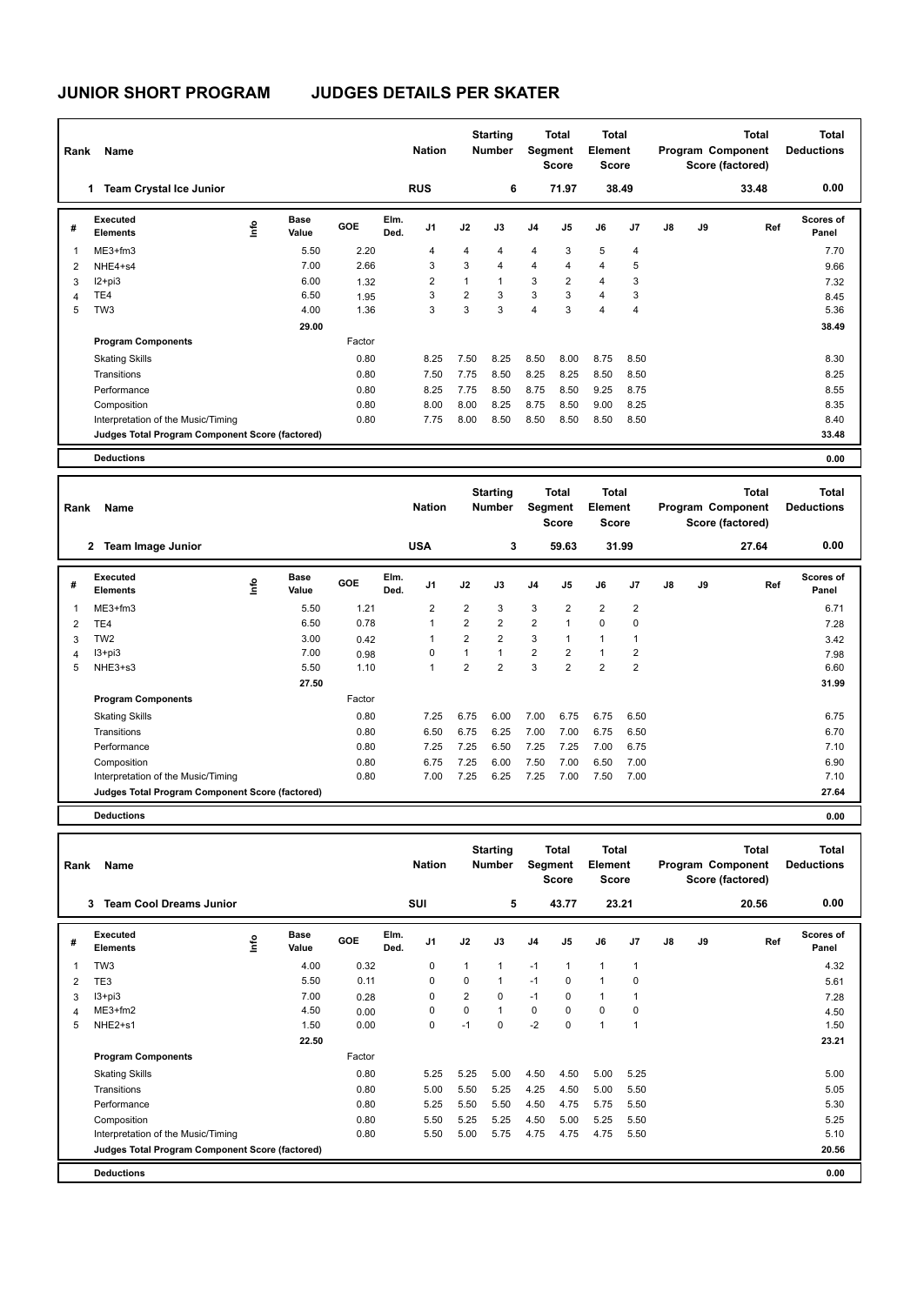# JUNIOR SHORT PROGRAM JUDGES DETAILS PER SKATER

| Rank | Name | Nation | Starting Number | Total Segment Score | Total Element Score | Total Program Component Score (factored) | Total Deductions |
|---|---|---|---|---|---|---|---|
| 1 | Team Crystal Ice Junior | RUS | 6 | 71.97 | 38.49 | 33.48 | 0.00 |

| # | Executed Elements | Info | Base Value | GOE | Elm. Ded. | J1 | J2 | J3 | J4 | J5 | J6 | J7 | J8 | J9 | Ref | Scores of Panel |
|---|---|---|---|---|---|---|---|---|---|---|---|---|---|---|---|---|
| 1 | ME3+fm3 | | 5.50 | 2.20 | | 4 | 4 | 4 | 4 | 3 | 5 | 4 | | | | 7.70 |
| 2 | NHE4+s4 | | 7.00 | 2.66 | | 3 | 3 | 4 | 4 | 4 | 4 | 5 | | | | 9.66 |
| 3 | I2+pi3 | | 6.00 | 1.32 | | 2 | 1 | 1 | 3 | 2 | 4 | 3 | | | | 7.32 |
| 4 | TE4 | | 6.50 | 1.95 | | 3 | 2 | 3 | 3 | 3 | 4 | 3 | | | | 8.45 |
| 5 | TW3 | | 4.00 | 1.36 | | 3 | 3 | 3 | 4 | 3 | 4 | 4 | | | | 5.36 |
| | | | 29.00 | | | | | | | | | | | | | 38.49 |
| | **Program Components** | | | Factor | | | | | | | | | | | | |
| | Skating Skills | | | 0.80 | | 8.25 | 7.50 | 8.25 | 8.50 | 8.00 | 8.75 | 8.50 | | | | 8.30 |
| | Transitions | | | 0.80 | | 7.50 | 7.75 | 8.50 | 8.25 | 8.25 | 8.50 | 8.50 | | | | 8.25 |
| | Performance | | | 0.80 | | 8.25 | 7.75 | 8.50 | 8.75 | 8.50 | 9.25 | 8.75 | | | | 8.55 |
| | Composition | | | 0.80 | | 8.00 | 8.00 | 8.25 | 8.75 | 8.50 | 9.00 | 8.25 | | | | 8.35 |
| | Interpretation of the Music/Timing | | | 0.80 | | 7.75 | 8.00 | 8.50 | 8.50 | 8.50 | 8.50 | 8.50 | | | | 8.40 |
| | **Judges Total Program Component Score (factored)** | | | | | | | | | | | | | | | 33.48 |
| | **Deductions** | | | | | | | | | | | | | | | 0.00 |

| Rank | Name | Nation | Starting Number | Total Segment Score | Total Element Score | Total Program Component Score (factored) | Total Deductions |
|---|---|---|---|---|---|---|---|
| 2 | Team Image Junior | USA | 3 | 59.63 | 31.99 | 27.64 | 0.00 |

| # | Executed Elements | Info | Base Value | GOE | Elm. Ded. | J1 | J2 | J3 | J4 | J5 | J6 | J7 | J8 | J9 | Ref | Scores of Panel |
|---|---|---|---|---|---|---|---|---|---|---|---|---|---|---|---|---|
| 1 | ME3+fm3 | | 5.50 | 1.21 | | 2 | 2 | 3 | 3 | 2 | 2 | 2 | | | | 6.71 |
| 2 | TE4 | | 6.50 | 0.78 | | 1 | 2 | 2 | 2 | 1 | 0 | 0 | | | | 7.28 |
| 3 | TW2 | | 3.00 | 0.42 | | 1 | 2 | 2 | 3 | 1 | 1 | 1 | | | | 3.42 |
| 4 | I3+pi3 | | 7.00 | 0.98 | | 0 | 1 | 1 | 2 | 2 | 1 | 2 | | | | 7.98 |
| 5 | NHE3+s3 | | 5.50 | 1.10 | | 1 | 2 | 2 | 3 | 2 | 2 | 2 | | | | 6.60 |
| | | | 27.50 | | | | | | | | | | | | | 31.99 |
| | **Program Components** | | | Factor | | | | | | | | | | | | |
| | Skating Skills | | | 0.80 | | 7.25 | 6.75 | 6.00 | 7.00 | 6.75 | 6.75 | 6.50 | | | | 6.75 |
| | Transitions | | | 0.80 | | 6.50 | 6.75 | 6.25 | 7.00 | 7.00 | 6.75 | 6.50 | | | | 6.70 |
| | Performance | | | 0.80 | | 7.25 | 7.25 | 6.50 | 7.25 | 7.25 | 7.00 | 6.75 | | | | 7.10 |
| | Composition | | | 0.80 | | 6.75 | 7.25 | 6.00 | 7.50 | 7.00 | 6.50 | 7.00 | | | | 6.90 |
| | Interpretation of the Music/Timing | | | 0.80 | | 7.00 | 7.25 | 6.25 | 7.25 | 7.00 | 7.50 | 7.00 | | | | 7.10 |
| | **Judges Total Program Component Score (factored)** | | | | | | | | | | | | | | | 27.64 |
| | **Deductions** | | | | | | | | | | | | | | | 0.00 |

| Rank | Name | Nation | Starting Number | Total Segment Score | Total Element Score | Total Program Component Score (factored) | Total Deductions |
|---|---|---|---|---|---|---|---|
| 3 | Team Cool Dreams Junior | SUI | 5 | 43.77 | 23.21 | 20.56 | 0.00 |

| # | Executed Elements | Info | Base Value | GOE | Elm. Ded. | J1 | J2 | J3 | J4 | J5 | J6 | J7 | J8 | J9 | Ref | Scores of Panel |
|---|---|---|---|---|---|---|---|---|---|---|---|---|---|---|---|---|
| 1 | TW3 | | 4.00 | 0.32 | | 0 | 1 | 1 | -1 | 1 | 1 | 1 | | | | 4.32 |
| 2 | TE3 | | 5.50 | 0.11 | | 0 | 0 | 1 | -1 | 0 | 1 | 0 | | | | 5.61 |
| 3 | I3+pi3 | | 7.00 | 0.28 | | 0 | 2 | 0 | -1 | 0 | 1 | 1 | | | | 7.28 |
| 4 | ME3+fm2 | | 4.50 | 0.00 | | 0 | 0 | 1 | 0 | 0 | 0 | 0 | | | | 4.50 |
| 5 | NHE2+s1 | | 1.50 | 0.00 | | 0 | -1 | 0 | -2 | 0 | 1 | 1 | | | | 1.50 |
| | | | 22.50 | | | | | | | | | | | | | 23.21 |
| | **Program Components** | | | Factor | | | | | | | | | | | | |
| | Skating Skills | | | 0.80 | | 5.25 | 5.25 | 5.00 | 4.50 | 4.50 | 5.00 | 5.25 | | | | 5.00 |
| | Transitions | | | 0.80 | | 5.00 | 5.50 | 5.25 | 4.25 | 4.50 | 5.00 | 5.50 | | | | 5.05 |
| | Performance | | | 0.80 | | 5.25 | 5.50 | 5.50 | 4.50 | 4.75 | 5.75 | 5.50 | | | | 5.30 |
| | Composition | | | 0.80 | | 5.50 | 5.25 | 5.25 | 4.50 | 5.00 | 5.25 | 5.50 | | | | 5.25 |
| | Interpretation of the Music/Timing | | | 0.80 | | 5.50 | 5.00 | 5.75 | 4.75 | 4.75 | 4.75 | 5.50 | | | | 5.10 |
| | **Judges Total Program Component Score (factored)** | | | | | | | | | | | | | | | 20.56 |
| | **Deductions** | | | | | | | | | | | | | | | 0.00 |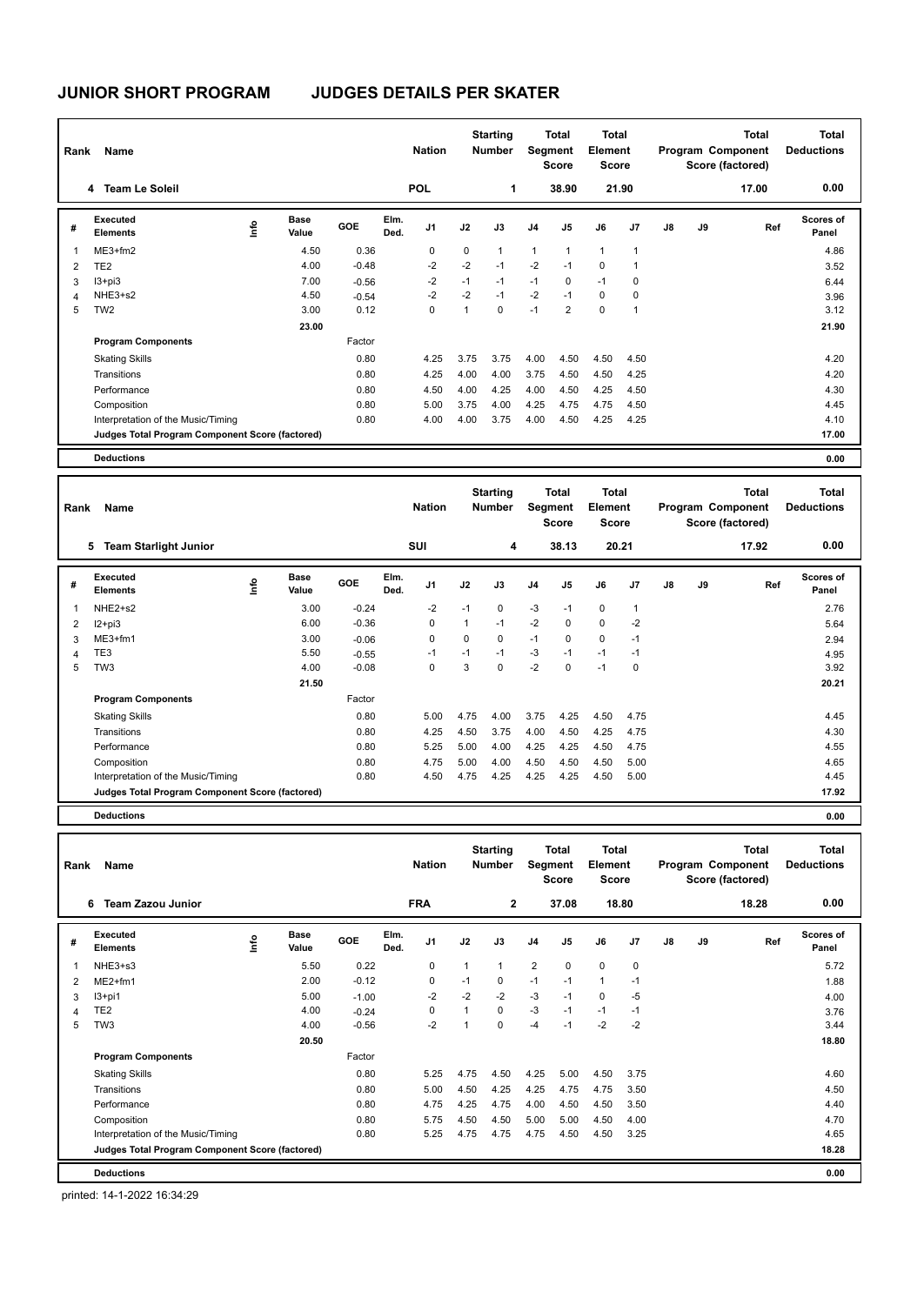# JUNIOR SHORT PROGRAM JUDGES DETAILS PER SKATER

| Rank | Name | Nation | Starting Number | Total Segment Score | Total Element Score | Total Program Component Score (factored) | Total Deductions |
|---|---|---|---|---|---|---|---|
| 4 | Team Le Soleil | POL | 1 | 38.90 | 21.90 | 17.00 | 0.00 |

| # | Executed Elements | Info | Base Value | GOE | Elm. Ded. | J1 | J2 | J3 | J4 | J5 | J6 | J7 | J8 | J9 | Ref | Scores of Panel |
|---|---|---|---|---|---|---|---|---|---|---|---|---|---|---|---|---|
| 1 | ME3+fm2 | | 4.50 | 0.36 | | 0 | 0 | 1 | 1 | 1 | 1 | 1 | | | | 4.86 |
| 2 | TE2 | | 4.00 | -0.48 | | -2 | -2 | -1 | -2 | -1 | 0 | 1 | | | | 3.52 |
| 3 | I3+pi3 | | 7.00 | -0.56 | | -2 | -1 | -1 | -1 | 0 | -1 | 0 | | | | 6.44 |
| 4 | NHE3+s2 | | 4.50 | -0.54 | | -2 | -2 | -1 | -2 | -1 | 0 | 0 | | | | 3.96 |
| 5 | TW2 | | 3.00 | 0.12 | | 0 | 1 | 0 | -1 | 2 | 0 | 1 | | | | 3.12 |
| | | | 23.00 | | | | | | | | | | | | | 21.90 |
| | **Program Components** | | | Factor | | | | | | | | | | | | |
| | Skating Skills | | | 0.80 | | 4.25 | 3.75 | 3.75 | 4.00 | 4.50 | 4.50 | 4.50 | | | | 4.20 |
| | Transitions | | | 0.80 | | 4.25 | 4.00 | 4.00 | 3.75 | 4.50 | 4.50 | 4.25 | | | | 4.20 |
| | Performance | | | 0.80 | | 4.50 | 4.00 | 4.25 | 4.00 | 4.50 | 4.25 | 4.50 | | | | 4.30 |
| | Composition | | | 0.80 | | 5.00 | 3.75 | 4.00 | 4.25 | 4.75 | 4.75 | 4.50 | | | | 4.45 |
| | Interpretation of the Music/Timing | | | 0.80 | | 4.00 | 4.00 | 3.75 | 4.00 | 4.50 | 4.25 | 4.25 | | | | 4.10 |
| | **Judges Total Program Component Score (factored)** | | | | | | | | | | | | | | | 17.00 |
| | **Deductions** | | | | | | | | | | | | | | | 0.00 |

| Rank | Name | Nation | Starting Number | Total Segment Score | Total Element Score | Total Program Component Score (factored) | Total Deductions |
|---|---|---|---|---|---|---|---|
| 5 | Team Starlight Junior | SUI | 4 | 38.13 | 20.21 | 17.92 | 0.00 |

| # | Executed Elements | Info | Base Value | GOE | Elm. Ded. | J1 | J2 | J3 | J4 | J5 | J6 | J7 | J8 | J9 | Ref | Scores of Panel |
|---|---|---|---|---|---|---|---|---|---|---|---|---|---|---|---|---|
| 1 | NHE2+s2 | | 3.00 | -0.24 | | -2 | -1 | 0 | -3 | -1 | 0 | 1 | | | | 2.76 |
| 2 | I2+pi3 | | 6.00 | -0.36 | | 0 | 1 | -1 | -2 | 0 | 0 | -2 | | | | 5.64 |
| 3 | ME3+fm1 | | 3.00 | -0.06 | | 0 | 0 | 0 | -1 | 0 | 0 | -1 | | | | 2.94 |
| 4 | TE3 | | 5.50 | -0.55 | | -1 | -1 | -1 | -3 | -1 | -1 | -1 | | | | 4.95 |
| 5 | TW3 | | 4.00 | -0.08 | | 0 | 3 | 0 | -2 | 0 | -1 | 0 | | | | 3.92 |
| | | | 21.50 | | | | | | | | | | | | | 20.21 |
| | **Program Components** | | | Factor | | | | | | | | | | | | |
| | Skating Skills | | | 0.80 | | 5.00 | 4.75 | 4.00 | 3.75 | 4.25 | 4.50 | 4.75 | | | | 4.45 |
| | Transitions | | | 0.80 | | 4.25 | 4.50 | 3.75 | 4.00 | 4.50 | 4.25 | 4.75 | | | | 4.30 |
| | Performance | | | 0.80 | | 5.25 | 5.00 | 4.00 | 4.25 | 4.25 | 4.50 | 4.75 | | | | 4.55 |
| | Composition | | | 0.80 | | 4.75 | 5.00 | 4.00 | 4.50 | 4.50 | 4.50 | 5.00 | | | | 4.65 |
| | Interpretation of the Music/Timing | | | 0.80 | | 4.50 | 4.75 | 4.25 | 4.25 | 4.25 | 4.50 | 5.00 | | | | 4.45 |
| | **Judges Total Program Component Score (factored)** | | | | | | | | | | | | | | | 17.92 |
| | **Deductions** | | | | | | | | | | | | | | | 0.00 |

| Rank | Name | Nation | Starting Number | Total Segment Score | Total Element Score | Total Program Component Score (factored) | Total Deductions |
|---|---|---|---|---|---|---|---|
| 6 | Team Zazou Junior | FRA | 2 | 37.08 | 18.80 | 18.28 | 0.00 |

| # | Executed Elements | Info | Base Value | GOE | Elm. Ded. | J1 | J2 | J3 | J4 | J5 | J6 | J7 | J8 | J9 | Ref | Scores of Panel |
|---|---|---|---|---|---|---|---|---|---|---|---|---|---|---|---|---|
| 1 | NHE3+s3 | | 5.50 | 0.22 | | 0 | 1 | 1 | 2 | 0 | 0 | 0 | | | | 5.72 |
| 2 | ME2+fm1 | | 2.00 | -0.12 | | 0 | -1 | 0 | -1 | -1 | 1 | -1 | | | | 1.88 |
| 3 | I3+pi1 | | 5.00 | -1.00 | | -2 | -2 | -2 | -3 | -1 | 0 | -5 | | | | 4.00 |
| 4 | TE2 | | 4.00 | -0.24 | | 0 | 1 | 0 | -3 | -1 | -1 | -1 | | | | 3.76 |
| 5 | TW3 | | 4.00 | -0.56 | | -2 | 1 | 0 | -4 | -1 | -2 | -2 | | | | 3.44 |
| | | | 20.50 | | | | | | | | | | | | | 18.80 |
| | **Program Components** | | | Factor | | | | | | | | | | | | |
| | Skating Skills | | | 0.80 | | 5.25 | 4.75 | 4.50 | 4.25 | 5.00 | 4.50 | 3.75 | | | | 4.60 |
| | Transitions | | | 0.80 | | 5.00 | 4.50 | 4.25 | 4.25 | 4.75 | 4.75 | 3.50 | | | | 4.50 |
| | Performance | | | 0.80 | | 4.75 | 4.25 | 4.75 | 4.00 | 4.50 | 4.50 | 3.50 | | | | 4.40 |
| | Composition | | | 0.80 | | 5.75 | 4.50 | 4.50 | 5.00 | 5.00 | 4.50 | 4.00 | | | | 4.70 |
| | Interpretation of the Music/Timing | | | 0.80 | | 5.25 | 4.75 | 4.75 | 4.75 | 4.50 | 4.50 | 3.25 | | | | 4.65 |
| | **Judges Total Program Component Score (factored)** | | | | | | | | | | | | | | | 18.28 |
| | **Deductions** | | | | | | | | | | | | | | | 0.00 |

printed: 14-1-2022 16:34:29